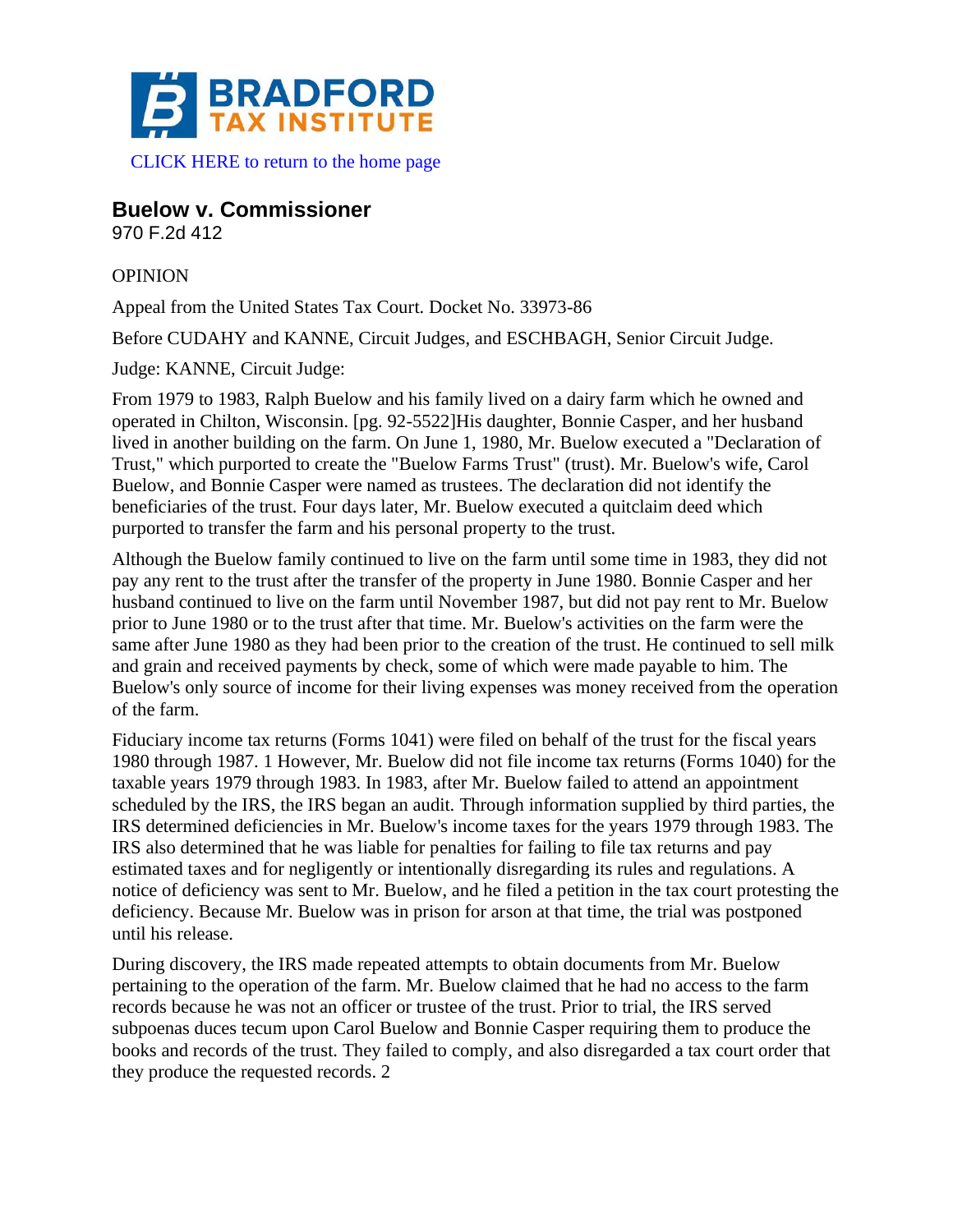# BRADFORD TAX INSTITUTE

CLICK HERE to return to the home page

## Buelow v. Commissioner

970 F.2d 412

OPINION

Appeal from the United States Tax Court. Docket No. 33973-86

Before CUDAHY and KANNE, Circuit Judges, and ESCHBAGH, Senior Circuit Judge.

Judge: KANNE, Circuit Judge:

From 1979 to 1983, Ralph Buelow and his family lived on a dairy farm which he owned and operated in Chilton, Wisconsin. [pg. 92-5522]His daughter, Bonnie Casper, and her husband lived in another building on the farm. On June 1, 1980, Mr. Buelow executed a "Declaration of Trust," which purported to create the "Buelow Farms Trust" (trust). Mr. Buelow's wife, Carol Buelow, and Bonnie Casper were named as trustees. The declaration did not identify the beneficiaries of the trust. Four days later, Mr. Buelow executed a quitclaim deed which purported to transfer the farm and his personal property to the trust.

Although the Buelow family continued to live on the farm until some time in 1983, they did not pay any rent to the trust after the transfer of the property in June 1980. Bonnie Casper and her husband continued to live on the farm until November 1987, but did not pay rent to Mr. Buelow prior to June 1980 or to the trust after that time. Mr. Buelow's activities on the farm were the same after June 1980 as they had been prior to the creation of the trust. He continued to sell milk and grain and received payments by check, some of which were made payable to him. The Buelow's only source of income for their living expenses was money received from the operation of the farm.

Fiduciary income tax returns (Forms 1041) were filed on behalf of the trust for the fiscal years 1980 through 1987. 1 However, Mr. Buelow did not file income tax returns (Forms 1040) for the taxable years 1979 through 1983. In 1983, after Mr. Buelow failed to attend an appointment scheduled by the IRS, the IRS began an audit. Through information supplied by third parties, the IRS determined deficiencies in Mr. Buelow's income taxes for the years 1979 through 1983. The IRS also determined that he was liable for penalties for failing to file tax returns and pay estimated taxes and for negligently or intentionally disregarding its rules and regulations. A notice of deficiency was sent to Mr. Buelow, and he filed a petition in the tax court protesting the deficiency. Because Mr. Buelow was in prison for arson at that time, the trial was postponed until his release.

During discovery, the IRS made repeated attempts to obtain documents from Mr. Buelow pertaining to the operation of the farm. Mr. Buelow claimed that he had no access to the farm records because he was not an officer or trustee of the trust. Prior to trial, the IRS served subpoenas duces tecum upon Carol Buelow and Bonnie Casper requiring them to produce the books and records of the trust. They failed to comply, and also disregarded a tax court order that they produce the requested records. 2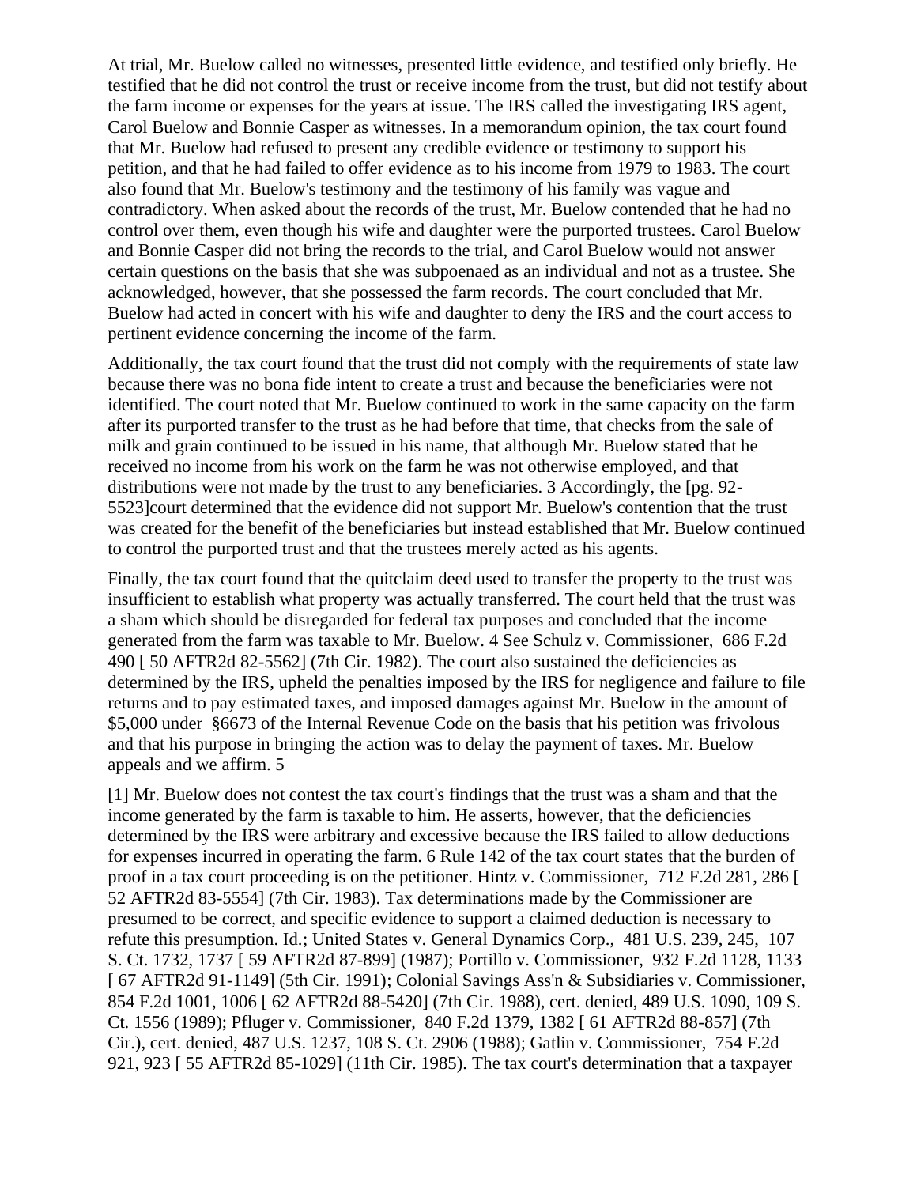At trial, Mr. Buelow called no witnesses, presented little evidence, and testified only briefly. He testified that he did not control the trust or receive income from the trust, but did not testify about the farm income or expenses for the years at issue. The IRS called the investigating IRS agent, Carol Buelow and Bonnie Casper as witnesses. In a memorandum opinion, the tax court found that Mr. Buelow had refused to present any credible evidence or testimony to support his petition, and that he had failed to offer evidence as to his income from 1979 to 1983. The court also found that Mr. Buelow's testimony and the testimony of his family was vague and contradictory. When asked about the records of the trust, Mr. Buelow contended that he had no control over them, even though his wife and daughter were the purported trustees. Carol Buelow and Bonnie Casper did not bring the records to the trial, and Carol Buelow would not answer certain questions on the basis that she was subpoenaed as an individual and not as a trustee. She acknowledged, however, that she possessed the farm records. The court concluded that Mr. Buelow had acted in concert with his wife and daughter to deny the IRS and the court access to pertinent evidence concerning the income of the farm.

Additionally, the tax court found that the trust did not comply with the requirements of state law because there was no bona fide intent to create a trust and because the beneficiaries were not identified. The court noted that Mr. Buelow continued to work in the same capacity on the farm after its purported transfer to the trust as he had before that time, that checks from the sale of milk and grain continued to be issued in his name, that although Mr. Buelow stated that he received no income from his work on the farm he was not otherwise employed, and that distributions were not made by the trust to any beneficiaries. 3 Accordingly, the [pg. 92-5523]court determined that the evidence did not support Mr. Buelow's contention that the trust was created for the benefit of the beneficiaries but instead established that Mr. Buelow continued to control the purported trust and that the trustees merely acted as his agents.

Finally, the tax court found that the quitclaim deed used to transfer the property to the trust was insufficient to establish what property was actually transferred. The court held that the trust was a sham which should be disregarded for federal tax purposes and concluded that the income generated from the farm was taxable to Mr. Buelow. 4 See Schulz v. Commissioner, 686 F.2d 490 [ 50 AFTR2d 82-5562] (7th Cir. 1982). The court also sustained the deficiencies as determined by the IRS, upheld the penalties imposed by the IRS for negligence and failure to file returns and to pay estimated taxes, and imposed damages against Mr. Buelow in the amount of $5,000 under §6673 of the Internal Revenue Code on the basis that his petition was frivolous and that his purpose in bringing the action was to delay the payment of taxes. Mr. Buelow appeals and we affirm. 5

[1] Mr. Buelow does not contest the tax court's findings that the trust was a sham and that the income generated by the farm is taxable to him. He asserts, however, that the deficiencies determined by the IRS were arbitrary and excessive because the IRS failed to allow deductions for expenses incurred in operating the farm. 6 Rule 142 of the tax court states that the burden of proof in a tax court proceeding is on the petitioner. Hintz v. Commissioner, 712 F.2d 281, 286 [ 52 AFTR2d 83-5554] (7th Cir. 1983). Tax determinations made by the Commissioner are presumed to be correct, and specific evidence to support a claimed deduction is necessary to refute this presumption. Id.; United States v. General Dynamics Corp., 481 U.S. 239, 245, 107 S. Ct. 1732, 1737 [ 59 AFTR2d 87-899] (1987); Portillo v. Commissioner, 932 F.2d 1128, 1133 [ 67 AFTR2d 91-1149] (5th Cir. 1991); Colonial Savings Ass'n & Subsidiaries v. Commissioner, 854 F.2d 1001, 1006 [ 62 AFTR2d 88-5420] (7th Cir. 1988), cert. denied, 489 U.S. 1090, 109 S. Ct. 1556 (1989); Pfluger v. Commissioner, 840 F.2d 1379, 1382 [ 61 AFTR2d 88-857] (7th Cir.), cert. denied, 487 U.S. 1237, 108 S. Ct. 2906 (1988); Gatlin v. Commissioner, 754 F.2d 921, 923 [ 55 AFTR2d 85-1029] (11th Cir. 1985). The tax court's determination that a taxpayer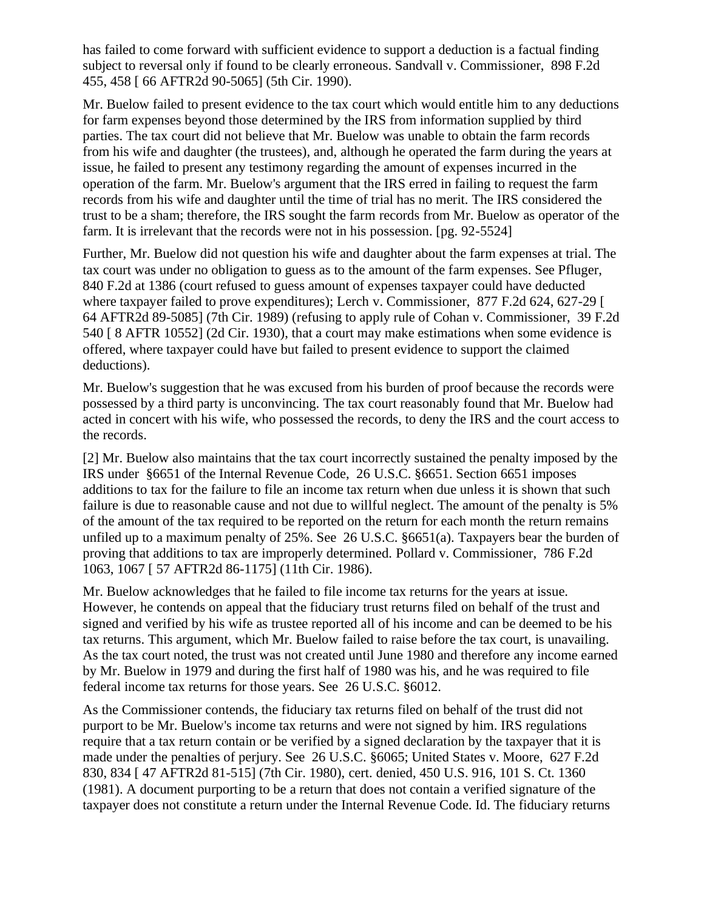has failed to come forward with sufficient evidence to support a deduction is a factual finding subject to reversal only if found to be clearly erroneous. Sandvall v. Commissioner, 898 F.2d 455, 458 [ 66 AFTR2d 90-5065] (5th Cir. 1990).

Mr. Buelow failed to present evidence to the tax court which would entitle him to any deductions for farm expenses beyond those determined by the IRS from information supplied by third parties. The tax court did not believe that Mr. Buelow was unable to obtain the farm records from his wife and daughter (the trustees), and, although he operated the farm during the years at issue, he failed to present any testimony regarding the amount of expenses incurred in the operation of the farm. Mr. Buelow's argument that the IRS erred in failing to request the farm records from his wife and daughter until the time of trial has no merit. The IRS considered the trust to be a sham; therefore, the IRS sought the farm records from Mr. Buelow as operator of the farm. It is irrelevant that the records were not in his possession. [pg. 92-5524]

Further, Mr. Buelow did not question his wife and daughter about the farm expenses at trial. The tax court was under no obligation to guess as to the amount of the farm expenses. See Pfluger, 840 F.2d at 1386 (court refused to guess amount of expenses taxpayer could have deducted where taxpayer failed to prove expenditures); Lerch v. Commissioner, 877 F.2d 624, 627-29 [ 64 AFTR2d 89-5085] (7th Cir. 1989) (refusing to apply rule of Cohan v. Commissioner, 39 F.2d 540 [ 8 AFTR 10552] (2d Cir. 1930), that a court may make estimations when some evidence is offered, where taxpayer could have but failed to present evidence to support the claimed deductions).

Mr. Buelow's suggestion that he was excused from his burden of proof because the records were possessed by a third party is unconvincing. The tax court reasonably found that Mr. Buelow had acted in concert with his wife, who possessed the records, to deny the IRS and the court access to the records.

[2] Mr. Buelow also maintains that the tax court incorrectly sustained the penalty imposed by the IRS under §6651 of the Internal Revenue Code, 26 U.S.C. §6651. Section 6651 imposes additions to tax for the failure to file an income tax return when due unless it is shown that such failure is due to reasonable cause and not due to willful neglect. The amount of the penalty is 5% of the amount of the tax required to be reported on the return for each month the return remains unfiled up to a maximum penalty of 25%. See 26 U.S.C. §6651(a). Taxpayers bear the burden of proving that additions to tax are improperly determined. Pollard v. Commissioner, 786 F.2d 1063, 1067 [ 57 AFTR2d 86-1175] (11th Cir. 1986).

Mr. Buelow acknowledges that he failed to file income tax returns for the years at issue. However, he contends on appeal that the fiduciary trust returns filed on behalf of the trust and signed and verified by his wife as trustee reported all of his income and can be deemed to be his tax returns. This argument, which Mr. Buelow failed to raise before the tax court, is unavailing. As the tax court noted, the trust was not created until June 1980 and therefore any income earned by Mr. Buelow in 1979 and during the first half of 1980 was his, and he was required to file federal income tax returns for those years. See 26 U.S.C. §6012.

As the Commissioner contends, the fiduciary tax returns filed on behalf of the trust did not purport to be Mr. Buelow's income tax returns and were not signed by him. IRS regulations require that a tax return contain or be verified by a signed declaration by the taxpayer that it is made under the penalties of perjury. See 26 U.S.C. §6065; United States v. Moore, 627 F.2d 830, 834 [ 47 AFTR2d 81-515] (7th Cir. 1980), cert. denied, 450 U.S. 916, 101 S. Ct. 1360 (1981). A document purporting to be a return that does not contain a verified signature of the taxpayer does not constitute a return under the Internal Revenue Code. Id. The fiduciary returns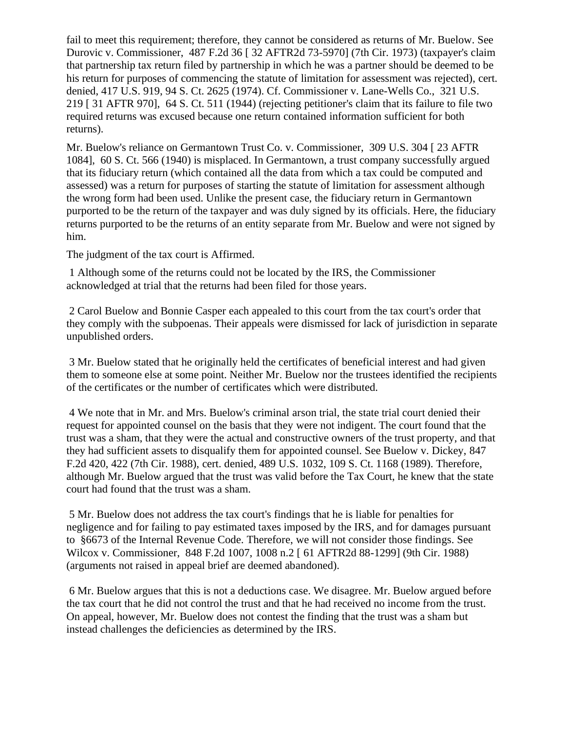fail to meet this requirement; therefore, they cannot be considered as returns of Mr. Buelow. See Durovic v. Commissioner, 487 F.2d 36 [ 32 AFTR2d 73-5970] (7th Cir. 1973) (taxpayer's claim that partnership tax return filed by partnership in which he was a partner should be deemed to be his return for purposes of commencing the statute of limitation for assessment was rejected), cert. denied, 417 U.S. 919, 94 S. Ct. 2625 (1974). Cf. Commissioner v. Lane-Wells Co., 321 U.S. 219 [ 31 AFTR 970], 64 S. Ct. 511 (1944) (rejecting petitioner's claim that its failure to file two required returns was excused because one return contained information sufficient for both returns).

Mr. Buelow's reliance on Germantown Trust Co. v. Commissioner, 309 U.S. 304 [ 23 AFTR 1084], 60 S. Ct. 566 (1940) is misplaced. In Germantown, a trust company successfully argued that its fiduciary return (which contained all the data from which a tax could be computed and assessed) was a return for purposes of starting the statute of limitation for assessment although the wrong form had been used. Unlike the present case, the fiduciary return in Germantown purported to be the return of the taxpayer and was duly signed by its officials. Here, the fiduciary returns purported to be the returns of an entity separate from Mr. Buelow and were not signed by him.

The judgment of the tax court is Affirmed.

1 Although some of the returns could not be located by the IRS, the Commissioner acknowledged at trial that the returns had been filed for those years.

2 Carol Buelow and Bonnie Casper each appealed to this court from the tax court's order that they comply with the subpoenas. Their appeals were dismissed for lack of jurisdiction in separate unpublished orders.

3 Mr. Buelow stated that he originally held the certificates of beneficial interest and had given them to someone else at some point. Neither Mr. Buelow nor the trustees identified the recipients of the certificates or the number of certificates which were distributed.

4 We note that in Mr. and Mrs. Buelow's criminal arson trial, the state trial court denied their request for appointed counsel on the basis that they were not indigent. The court found that the trust was a sham, that they were the actual and constructive owners of the trust property, and that they had sufficient assets to disqualify them for appointed counsel. See Buelow v. Dickey, 847 F.2d 420, 422 (7th Cir. 1988), cert. denied, 489 U.S. 1032, 109 S. Ct. 1168 (1989). Therefore, although Mr. Buelow argued that the trust was valid before the Tax Court, he knew that the state court had found that the trust was a sham.

5 Mr. Buelow does not address the tax court's findings that he is liable for penalties for negligence and for failing to pay estimated taxes imposed by the IRS, and for damages pursuant to §6673 of the Internal Revenue Code. Therefore, we will not consider those findings. See Wilcox v. Commissioner, 848 F.2d 1007, 1008 n.2 [ 61 AFTR2d 88-1299] (9th Cir. 1988) (arguments not raised in appeal brief are deemed abandoned).

6 Mr. Buelow argues that this is not a deductions case. We disagree. Mr. Buelow argued before the tax court that he did not control the trust and that he had received no income from the trust. On appeal, however, Mr. Buelow does not contest the finding that the trust was a sham but instead challenges the deficiencies as determined by the IRS.